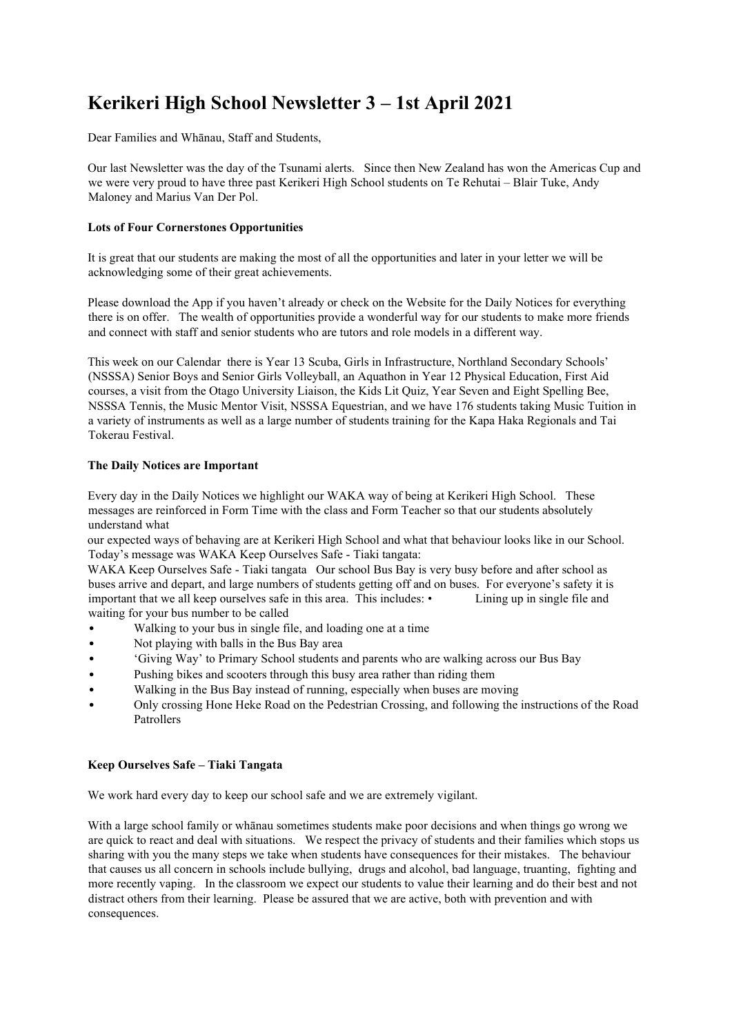# Kerikeri High School Newsletter 3 – 1st April 2021

Dear Families and Whānau, Staff and Students,

Our last Newsletter was the day of the Tsunami alerts. Since then New Zealand has won the Americas Cup and we were very proud to have three past Kerikeri High School students on Te Rehutai – Blair Tuke, Andy Maloney and Marius Van Der Pol.

**Lots of Four Cornerstones Opportunities**

It is great that our students are making the most of all the opportunities and later in your letter we will be acknowledging some of their great achievements.

Please download the App if you haven't already or check on the Website for the Daily Notices for everything there is on offer. The wealth of opportunities provide a wonderful way for our students to make more friends and connect with staff and senior students who are tutors and role models in a different way.

This week on our Calendar there is Year 13 Scuba, Girls in Infrastructure, Northland Secondary Schools' (NSSSA) Senior Boys and Senior Girls Volleyball, an Aquathon in Year 12 Physical Education, First Aid courses, a visit from the Otago University Liaison, the Kids Lit Quiz, Year Seven and Eight Spelling Bee, NSSSA Tennis, the Music Mentor Visit, NSSSA Equestrian, and we have 176 students taking Music Tuition in a variety of instruments as well as a large number of students training for the Kapa Haka Regionals and Tai Tokerau Festival.

**The Daily Notices are Important**

Every day in the Daily Notices we highlight our WAKA way of being at Kerikeri High School. These messages are reinforced in Form Time with the class and Form Teacher so that our students absolutely understand what our expected ways of behaving are at Kerikeri High School and what that behaviour looks like in our School. Today's message was WAKA Keep Ourselves Safe - Tiaki tangata:

WAKA Keep Ourselves Safe - Tiaki tangata Our school Bus Bay is very busy before and after school as buses arrive and depart, and large numbers of students getting off and on buses. For everyone's safety it is important that we all keep ourselves safe in this area. This includes:

- Lining up in single file and waiting for your bus number to be called
- Walking to your bus in single file, and loading one at a time
- Not playing with balls in the Bus Bay area
- 'Giving Way' to Primary School students and parents who are walking across our Bus Bay
- Pushing bikes and scooters through this busy area rather than riding them
- Walking in the Bus Bay instead of running, especially when buses are moving
- Only crossing Hone Heke Road on the Pedestrian Crossing, and following the instructions of the Road Patrollers

**Keep Ourselves Safe – Tiaki Tangata**

We work hard every day to keep our school safe and we are extremely vigilant.

With a large school family or whānau sometimes students make poor decisions and when things go wrong we are quick to react and deal with situations. We respect the privacy of students and their families which stops us sharing with you the many steps we take when students have consequences for their mistakes. The behaviour that causes us all concern in schools include bullying, drugs and alcohol, bad language, truanting, fighting and more recently vaping. In the classroom we expect our students to value their learning and do their best and not distract others from their learning. Please be assured that we are active, both with prevention and with consequences.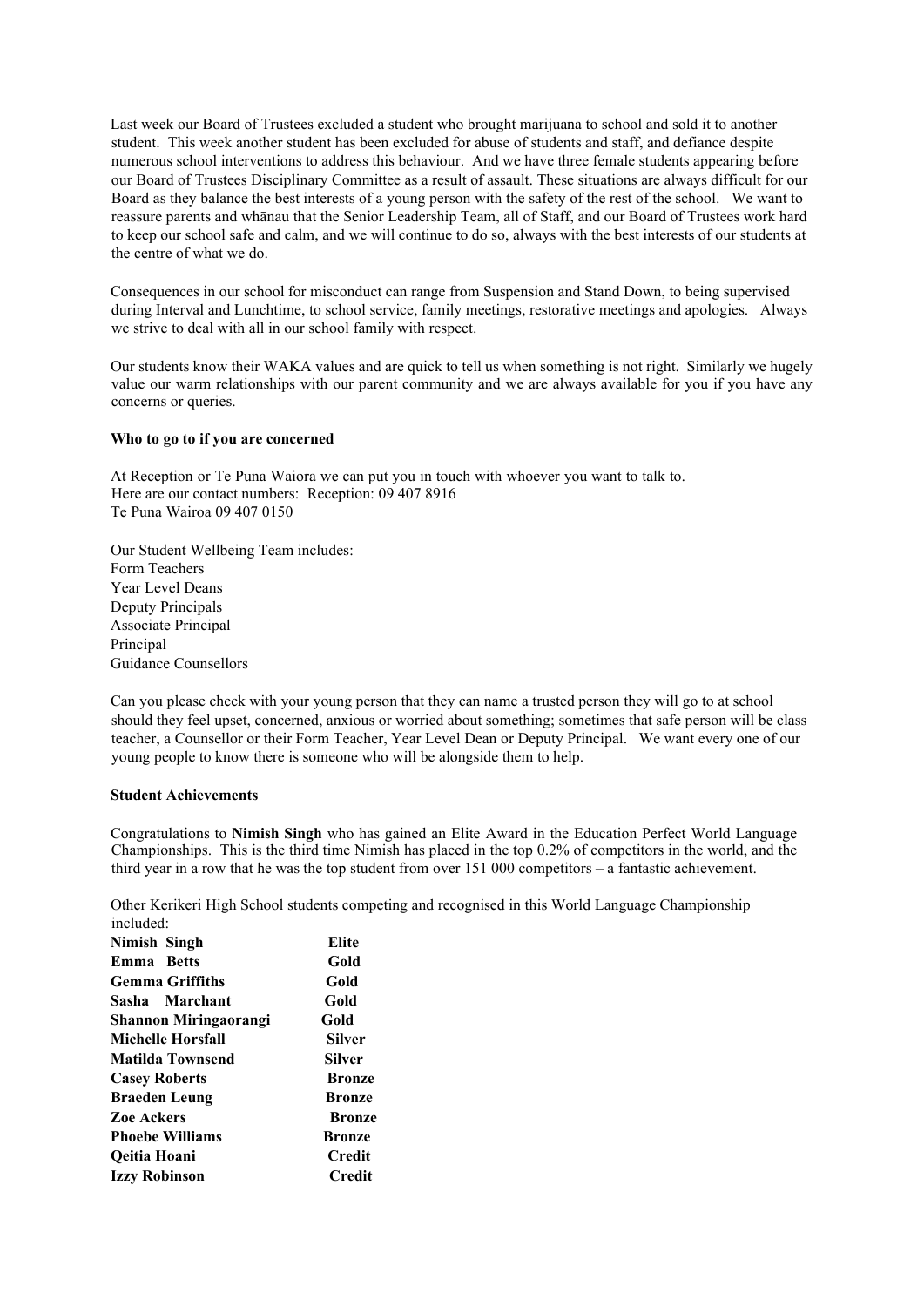Last week our Board of Trustees excluded a student who brought marijuana to school and sold it to another student. This week another student has been excluded for abuse of students and staff, and defiance despite numerous school interventions to address this behaviour. And we have three female students appearing before our Board of Trustees Disciplinary Committee as a result of assault. These situations are always difficult for our Board as they balance the best interests of a young person with the safety of the rest of the school. We want to reassure parents and whānau that the Senior Leadership Team, all of Staff, and our Board of Trustees work hard to keep our school safe and calm, and we will continue to do so, always with the best interests of our students at the centre of what we do.

Consequences in our school for misconduct can range from Suspension and Stand Down, to being supervised during Interval and Lunchtime, to school service, family meetings, restorative meetings and apologies. Always we strive to deal with all in our school family with respect.

Our students know their WAKA values and are quick to tell us when something is not right. Similarly we hugely value our warm relationships with our parent community and we are always available for you if you have any concerns or queries.

**Who to go to if you are concerned**

At Reception or Te Puna Waiora we can put you in touch with whoever you want to talk to.
Here are our contact numbers: Reception: 09 407 8916
Te Puna Wairoa 09 407 0150

Our Student Wellbeing Team includes:
Form Teachers
Year Level Deans
Deputy Principals
Associate Principal
Principal
Guidance Counsellors

Can you please check with your young person that they can name a trusted person they will go to at school should they feel upset, concerned, anxious or worried about something; sometimes that safe person will be class teacher, a Counsellor or their Form Teacher, Year Level Dean or Deputy Principal. We want every one of our young people to know there is someone who will be alongside them to help.

**Student Achievements**

Congratulations to **Nimish Singh** who has gained an Elite Award in the Education Perfect World Language Championships. This is the third time Nimish has placed in the top 0.2% of competitors in the world, and the third year in a row that he was the top student from over 151 000 competitors – a fantastic achievement.

Other Kerikeri High School students competing and recognised in this World Language Championship included:

| | |
|---|---|
| **Nimish Singh** | **Elite** |
| **Emma Betts** | **Gold** |
| **Gemma Griffiths** | **Gold** |
| **Sasha Marchant** | **Gold** |
| **Shannon Miringaorangi** | **Gold** |
| **Michelle Horsfall** | **Silver** |
| **Matilda Townsend** | **Silver** |
| **Casey Roberts** | **Bronze** |
| **Braeden Leung** | **Bronze** |
| **Zoe Ackers** | **Bronze** |
| **Phoebe Williams** | **Bronze** |
| **Qeitia Hoani** | **Credit** |
| **Izzy Robinson** | **Credit** |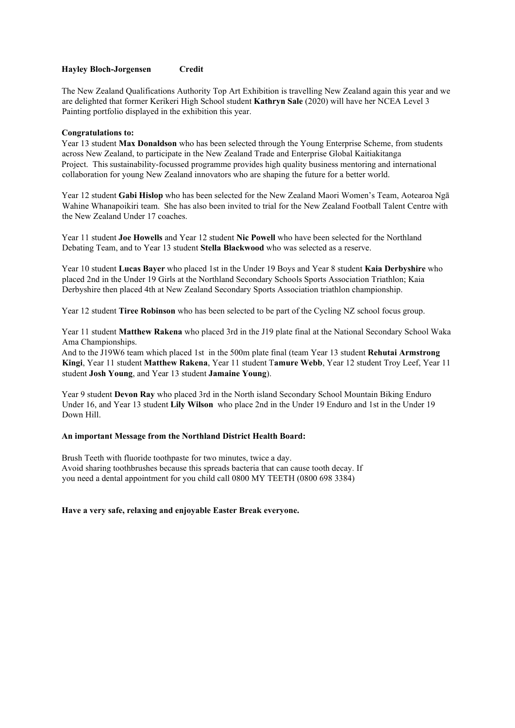**Hayley Bloch-Jorgensen** **Credit**

The New Zealand Qualifications Authority Top Art Exhibition is travelling New Zealand again this year and we are delighted that former Kerikeri High School student **Kathryn Sale** (2020) will have her NCEA Level 3 Painting portfolio displayed in the exhibition this year.

**Congratulations to:**

Year 13 student **Max Donaldson** who has been selected through the Young Enterprise Scheme, from students across New Zealand, to participate in the New Zealand Trade and Enterprise Global Kaitiakitanga Project. This sustainability-focussed programme provides high quality business mentoring and international collaboration for young New Zealand innovators who are shaping the future for a better world.

Year 12 student **Gabi Hislop** who has been selected for the New Zealand Maori Women's Team, Aotearoa Ngā Wahine Whanapoikiri team. She has also been invited to trial for the New Zealand Football Talent Centre with the New Zealand Under 17 coaches.

Year 11 student **Joe Howells** and Year 12 student **Nic Powell** who have been selected for the Northland Debating Team, and to Year 13 student **Stella Blackwood** who was selected as a reserve.

Year 10 student **Lucas Bayer** who placed 1st in the Under 19 Boys and Year 8 student **Kaia Derbyshire** who placed 2nd in the Under 19 Girls at the Northland Secondary Schools Sports Association Triathlon; Kaia Derbyshire then placed 4th at New Zealand Secondary Sports Association triathlon championship.

Year 12 student **Tiree Robinson** who has been selected to be part of the Cycling NZ school focus group.

Year 11 student **Matthew Rakena** who placed 3rd in the J19 plate final at the National Secondary School Waka Ama Championships.
And to the J19W6 team which placed 1st in the 500m plate final (team Year 13 student **Rehutai Armstrong Kingi**, Year 11 student **Matthew Rakena**, Year 11 student T**amure Webb**, Year 12 student Troy Leef, Year 11 student **Josh Young**, and Year 13 student **Jamaine Young**).

Year 9 student **Devon Ray** who placed 3rd in the North island Secondary School Mountain Biking Enduro Under 16, and Year 13 student **Lily Wilson** who place 2nd in the Under 19 Enduro and 1st in the Under 19 Down Hill.

**An important Message from the Northland District Health Board:**

Brush Teeth with fluoride toothpaste for two minutes, twice a day.
Avoid sharing toothbrushes because this spreads bacteria that can cause tooth decay. If you need a dental appointment for you child call 0800 MY TEETH (0800 698 3384)

**Have a very safe, relaxing and enjoyable Easter Break everyone.**